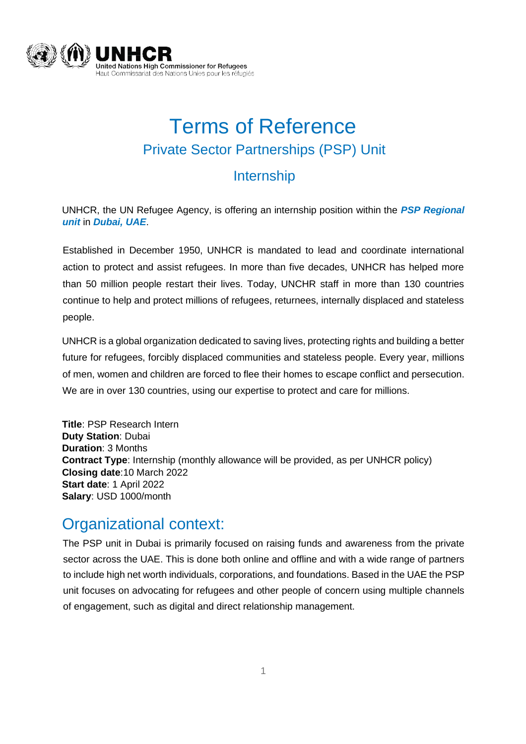# Terms of Reference

## Private Sector Partnerships (PSP) Unit

## Internship

UNHCR, the UN Refugee Agency, is offering an internship position within the ***PSP Regional unit*** in ***Dubai, UAE***.

Established in December 1950, UNHCR is mandated to lead and coordinate international action to protect and assist refugees. In more than five decades, UNHCR has helped more than 50 million people restart their lives. Today, UNCHR staff in more than 130 countries continue to help and protect millions of refugees, returnees, internally displaced and stateless people.

UNHCR is a global organization dedicated to saving lives, protecting rights and building a better future for refugees, forcibly displaced communities and stateless people. Every year, millions of men, women and children are forced to flee their homes to escape conflict and persecution. We are in over 130 countries, using our expertise to protect and care for millions.

**Title**: PSP Research Intern
**Duty Station**: Dubai
**Duration**: 3 Months
**Contract Type**: Internship (monthly allowance will be provided, as per UNHCR policy)
**Closing date**:10 March 2022
**Start date**: 1 April 2022
**Salary**: USD 1000/month

## Organizational context:

The PSP unit in Dubai is primarily focused on raising funds and awareness from the private sector across the UAE. This is done both online and offline and with a wide range of partners to include high net worth individuals, corporations, and foundations. Based in the UAE the PSP unit focuses on advocating for refugees and other people of concern using multiple channels of engagement, such as digital and direct relationship management.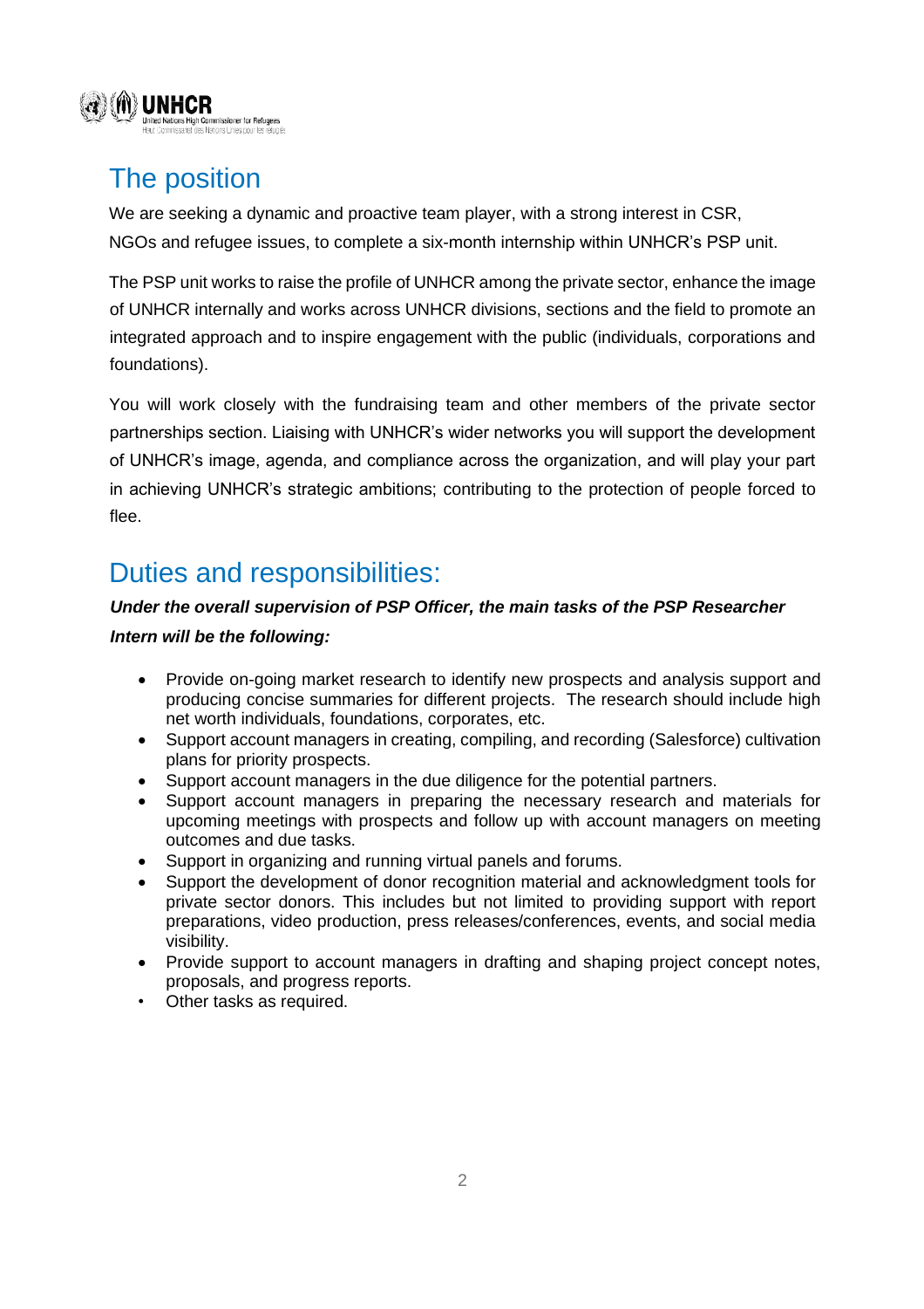## The position

We are seeking a dynamic and proactive team player, with a strong interest in CSR, NGOs and refugee issues, to complete a six-month internship within UNHCR's PSP unit.

The PSP unit works to raise the profile of UNHCR among the private sector, enhance the image of UNHCR internally and works across UNHCR divisions, sections and the field to promote an integrated approach and to inspire engagement with the public (individuals, corporations and foundations).

You will work closely with the fundraising team and other members of the private sector partnerships section. Liaising with UNHCR's wider networks you will support the development of UNHCR's image, agenda, and compliance across the organization, and will play your part in achieving UNHCR's strategic ambitions; contributing to the protection of people forced to flee.

## Duties and responsibilities:

***Under the overall supervision of PSP Officer, the main tasks of the PSP Researcher Intern will be the following:***

- Provide on-going market research to identify new prospects and analysis support and producing concise summaries for different projects. The research should include high net worth individuals, foundations, corporates, etc.
- Support account managers in creating, compiling, and recording (Salesforce) cultivation plans for priority prospects.
- Support account managers in the due diligence for the potential partners.
- Support account managers in preparing the necessary research and materials for upcoming meetings with prospects and follow up with account managers on meeting outcomes and due tasks.
- Support in organizing and running virtual panels and forums.
- Support the development of donor recognition material and acknowledgment tools for private sector donors. This includes but not limited to providing support with report preparations, video production, press releases/conferences, events, and social media visibility.
- Provide support to account managers in drafting and shaping project concept notes, proposals, and progress reports.
- Other tasks as required.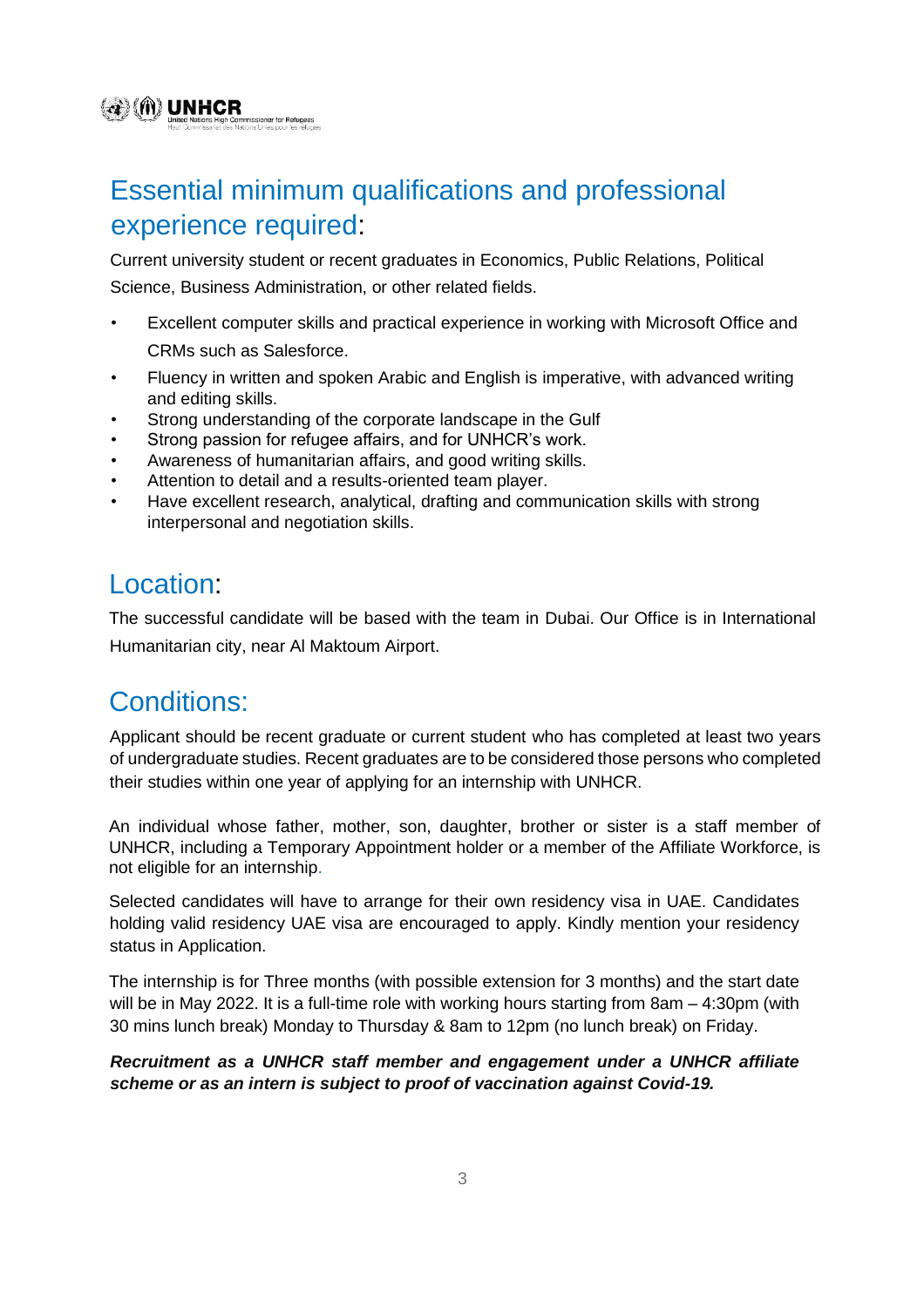## Essential minimum qualifications and professional experience required:

Current university student or recent graduates in Economics, Public Relations, Political Science, Business Administration, or other related fields.

- Excellent computer skills and practical experience in working with Microsoft Office and CRMs such as Salesforce.
- Fluency in written and spoken Arabic and English is imperative, with advanced writing and editing skills.
- Strong understanding of the corporate landscape in the Gulf
- Strong passion for refugee affairs, and for UNHCR's work.
- Awareness of humanitarian affairs, and good writing skills.
- Attention to detail and a results-oriented team player.
- Have excellent research, analytical, drafting and communication skills with strong interpersonal and negotiation skills.

## Location:

The successful candidate will be based with the team in Dubai. Our Office is in International Humanitarian city, near Al Maktoum Airport.

## Conditions:

Applicant should be recent graduate or current student who has completed at least two years of undergraduate studies. Recent graduates are to be considered those persons who completed their studies within one year of applying for an internship with UNHCR.

An individual whose father, mother, son, daughter, brother or sister is a staff member of UNHCR, including a Temporary Appointment holder or a member of the Affiliate Workforce, is not eligible for an internship.

Selected candidates will have to arrange for their own residency visa in UAE. Candidates holding valid residency UAE visa are encouraged to apply. Kindly mention your residency status in Application.

The internship is for Three months (with possible extension for 3 months) and the start date will be in May 2022. It is a full-time role with working hours starting from 8am – 4:30pm (with 30 mins lunch break) Monday to Thursday & 8am to 12pm (no lunch break) on Friday.

***Recruitment as a UNHCR staff member and engagement under a UNHCR affiliate scheme or as an intern is subject to proof of vaccination against Covid-19.***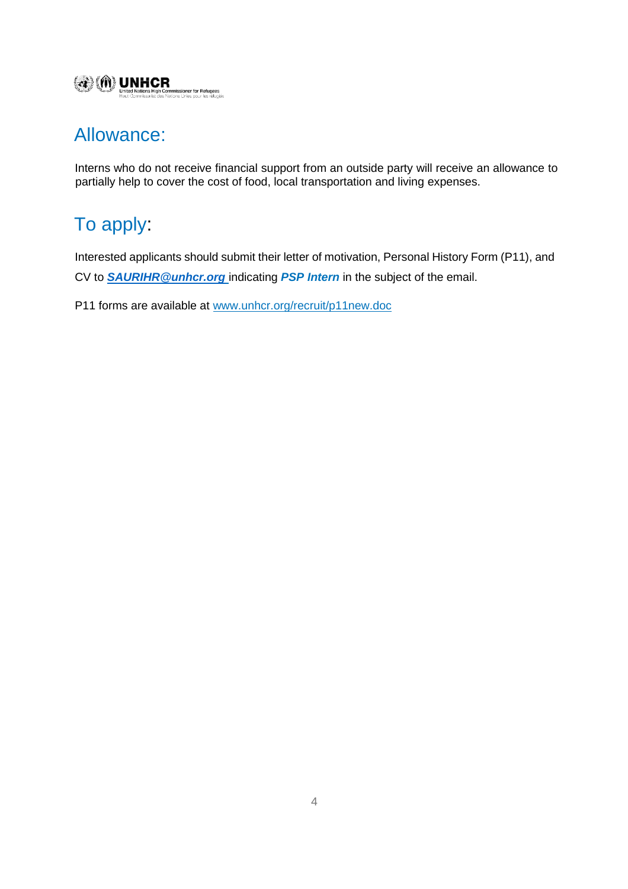## Allowance:

Interns who do not receive financial support from an outside party will receive an allowance to partially help to cover the cost of food, local transportation and living expenses.

## To apply:

Interested applicants should submit their letter of motivation, Personal History Form (P11), and CV to ***SAURIHR@unhcr.org*** indicating ***PSP Intern*** in the subject of the email.

P11 forms are available at www.unhcr.org/recruit/p11new.doc